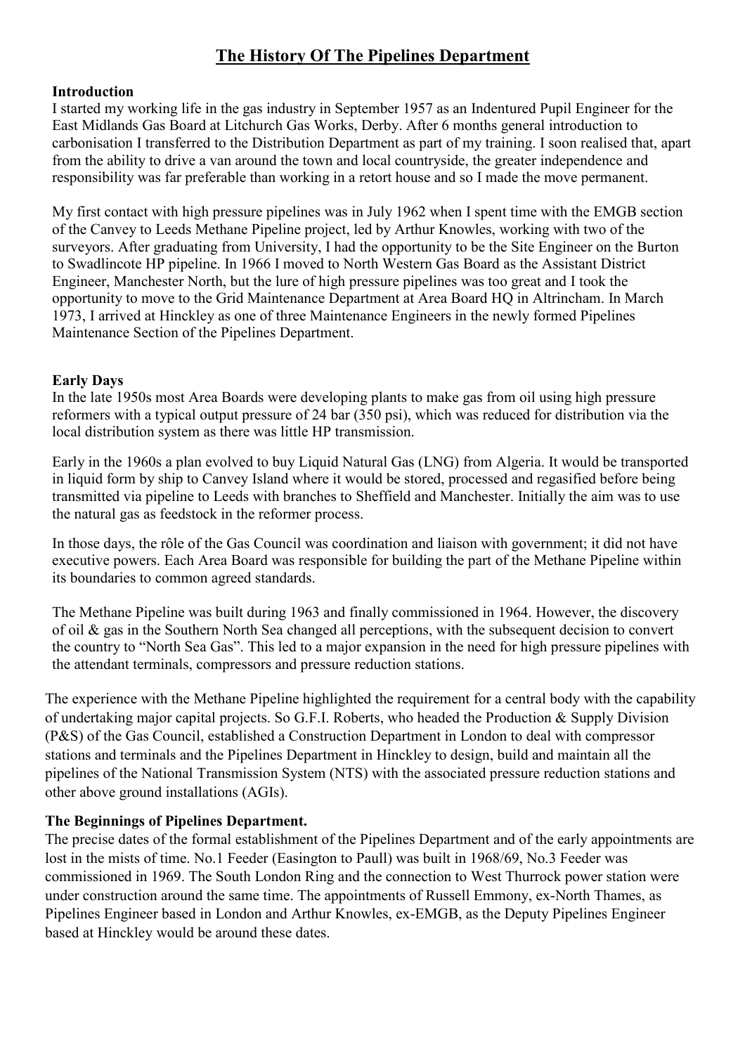# The History Of The Pipelines Department

**Introduction**

I started my working life in the gas industry in September 1957 as an Indentured Pupil Engineer for the East Midlands Gas Board at Litchurch Gas Works, Derby. After 6 months general introduction to carbonisation I transferred to the Distribution Department as part of my training. I soon realised that, apart from the ability to drive a van around the town and local countryside, the greater independence and responsibility was far preferable than working in a retort house and so I made the move permanent.

My first contact with high pressure pipelines was in July 1962 when I spent time with the EMGB section of the Canvey to Leeds Methane Pipeline project, led by Arthur Knowles, working with two of the surveyors. After graduating from University, I had the opportunity to be the Site Engineer on the Burton to Swadlincote HP pipeline. In 1966 I moved to North Western Gas Board as the Assistant District Engineer, Manchester North, but the lure of high pressure pipelines was too great and I took the opportunity to move to the Grid Maintenance Department at Area Board HQ in Altrincham. In March 1973, I arrived at Hinckley as one of three Maintenance Engineers in the newly formed Pipelines Maintenance Section of the Pipelines Department.

**Early Days**

In the late 1950s most Area Boards were developing plants to make gas from oil using high pressure reformers with a typical output pressure of 24 bar (350 psi), which was reduced for distribution via the local distribution system as there was little HP transmission.

Early in the 1960s a plan evolved to buy Liquid Natural Gas (LNG) from Algeria. It would be transported in liquid form by ship to Canvey Island where it would be stored, processed and regasified before being transmitted via pipeline to Leeds with branches to Sheffield and Manchester. Initially the aim was to use the natural gas as feedstock in the reformer process.

In those days, the rôle of the Gas Council was coordination and liaison with government; it did not have executive powers. Each Area Board was responsible for building the part of the Methane Pipeline within its boundaries to common agreed standards.

The Methane Pipeline was built during 1963 and finally commissioned in 1964. However, the discovery of oil & gas in the Southern North Sea changed all perceptions, with the subsequent decision to convert the country to "North Sea Gas". This led to a major expansion in the need for high pressure pipelines with the attendant terminals, compressors and pressure reduction stations.

The experience with the Methane Pipeline highlighted the requirement for a central body with the capability of undertaking major capital projects. So G.F.I. Roberts, who headed the Production & Supply Division (P&S) of the Gas Council, established a Construction Department in London to deal with compressor stations and terminals and the Pipelines Department in Hinckley to design, build and maintain all the pipelines of the National Transmission System (NTS) with the associated pressure reduction stations and other above ground installations (AGIs).

**The Beginnings of Pipelines Department.**

The precise dates of the formal establishment of the Pipelines Department and of the early appointments are lost in the mists of time. No.1 Feeder (Easington to Paull) was built in 1968/69, No.3 Feeder was commissioned in 1969. The South London Ring and the connection to West Thurrock power station were under construction around the same time. The appointments of Russell Emmony, ex-North Thames, as Pipelines Engineer based in London and Arthur Knowles, ex-EMGB, as the Deputy Pipelines Engineer based at Hinckley would be around these dates.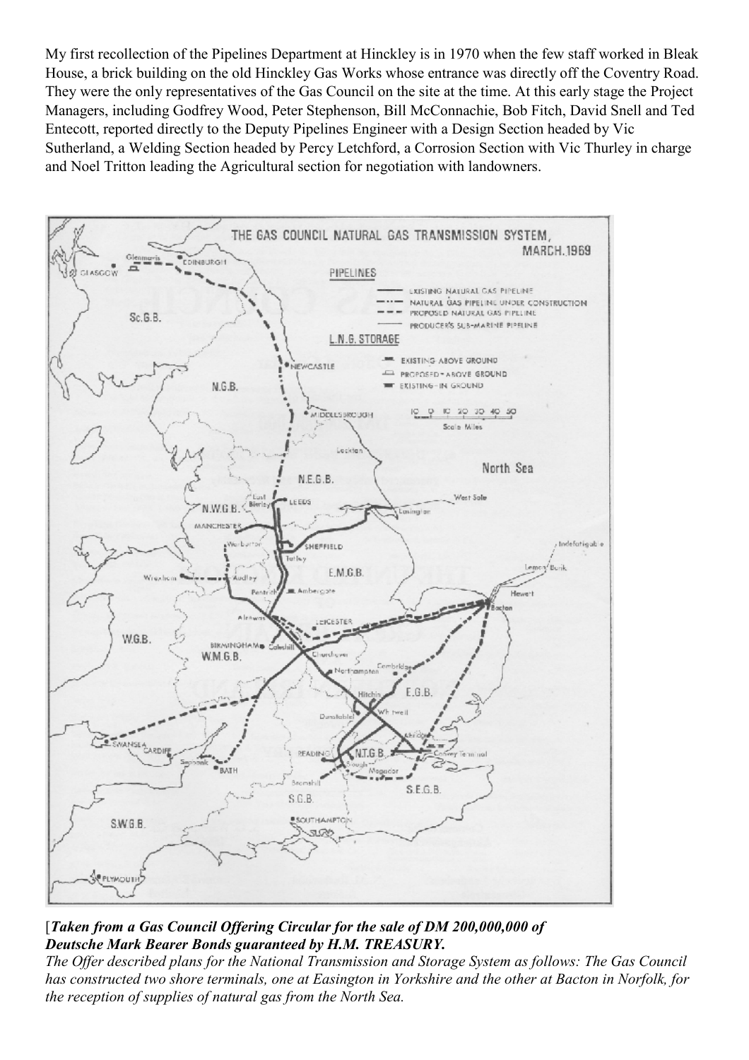My first recollection of the Pipelines Department at Hinckley is in 1970 when the few staff worked in Bleak House, a brick building on the old Hinckley Gas Works whose entrance was directly off the Coventry Road. They were the only representatives of the Gas Council on the site at the time. At this early stage the Project Managers, including Godfrey Wood, Peter Stephenson, Bill McConnachie, Bob Fitch, David Snell and Ted Entecott, reported directly to the Deputy Pipelines Engineer with a Design Section headed by Vic Sutherland, a Welding Section headed by Percy Letchford, a Corrosion Section with Vic Thurley in charge and Noel Tritton leading the Agricultural section for negotiation with landowners.

[***Taken from a Gas Council Offering Circular for the sale of DM 200,000,000 of Deutsche Mark Bearer Bonds guaranteed by H.M. TREASURY.***

*The Offer described plans for the National Transmission and Storage System as follows: The Gas Council has constructed two shore terminals, one at Easington in Yorkshire and the other at Bacton in Norfolk, for the reception of supplies of natural gas from the North Sea.*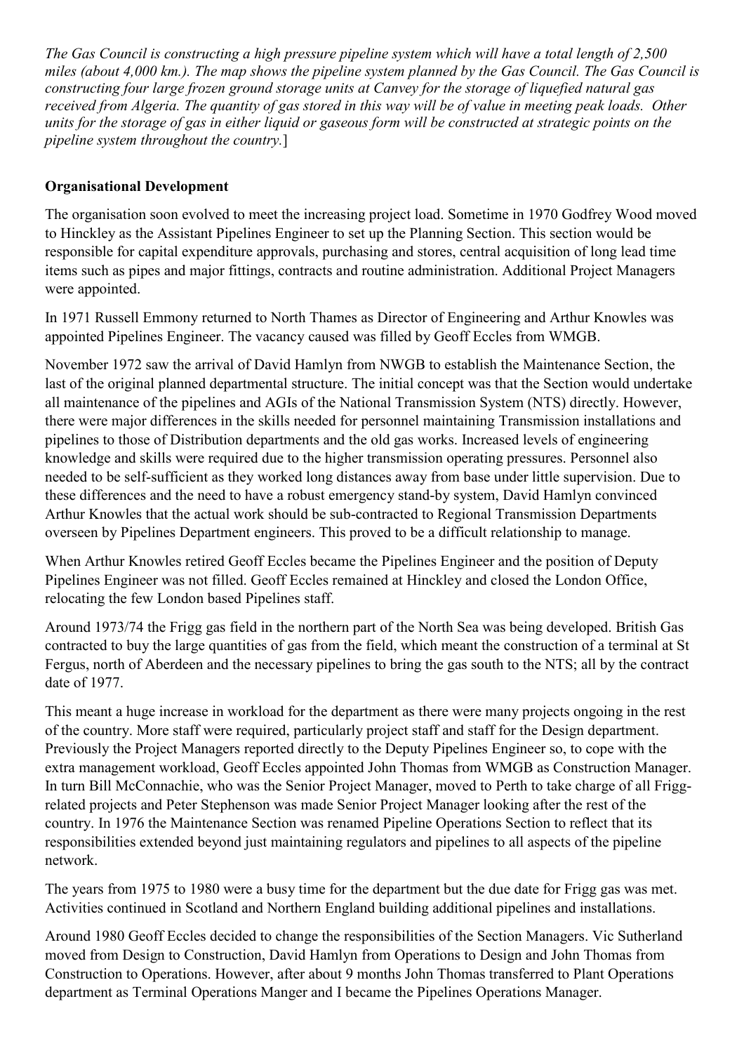*The Gas Council is constructing a high pressure pipeline system which will have a total length of 2,500 miles (about 4,000 km.). The map shows the pipeline system planned by the Gas Council. The Gas Council is constructing four large frozen ground storage units at Canvey for the storage of liquefied natural gas received from Algeria. The quantity of gas stored in this way will be of value in meeting peak loads. Other units for the storage of gas in either liquid or gaseous form will be constructed at strategic points on the pipeline system throughout the country.*]

**Organisational Development**

The organisation soon evolved to meet the increasing project load. Sometime in 1970 Godfrey Wood moved to Hinckley as the Assistant Pipelines Engineer to set up the Planning Section. This section would be responsible for capital expenditure approvals, purchasing and stores, central acquisition of long lead time items such as pipes and major fittings, contracts and routine administration. Additional Project Managers were appointed.

In 1971 Russell Emmony returned to North Thames as Director of Engineering and Arthur Knowles was appointed Pipelines Engineer. The vacancy caused was filled by Geoff Eccles from WMGB.

November 1972 saw the arrival of David Hamlyn from NWGB to establish the Maintenance Section, the last of the original planned departmental structure. The initial concept was that the Section would undertake all maintenance of the pipelines and AGIs of the National Transmission System (NTS) directly. However, there were major differences in the skills needed for personnel maintaining Transmission installations and pipelines to those of Distribution departments and the old gas works. Increased levels of engineering knowledge and skills were required due to the higher transmission operating pressures. Personnel also needed to be self-sufficient as they worked long distances away from base under little supervision. Due to these differences and the need to have a robust emergency stand-by system, David Hamlyn convinced Arthur Knowles that the actual work should be sub-contracted to Regional Transmission Departments overseen by Pipelines Department engineers. This proved to be a difficult relationship to manage.

When Arthur Knowles retired Geoff Eccles became the Pipelines Engineer and the position of Deputy Pipelines Engineer was not filled. Geoff Eccles remained at Hinckley and closed the London Office, relocating the few London based Pipelines staff.

Around 1973/74 the Frigg gas field in the northern part of the North Sea was being developed. British Gas contracted to buy the large quantities of gas from the field, which meant the construction of a terminal at St Fergus, north of Aberdeen and the necessary pipelines to bring the gas south to the NTS; all by the contract date of 1977.

This meant a huge increase in workload for the department as there were many projects ongoing in the rest of the country. More staff were required, particularly project staff and staff for the Design department. Previously the Project Managers reported directly to the Deputy Pipelines Engineer so, to cope with the extra management workload, Geoff Eccles appointed John Thomas from WMGB as Construction Manager. In turn Bill McConnachie, who was the Senior Project Manager, moved to Perth to take charge of all Frigg-related projects and Peter Stephenson was made Senior Project Manager looking after the rest of the country. In 1976 the Maintenance Section was renamed Pipeline Operations Section to reflect that its responsibilities extended beyond just maintaining regulators and pipelines to all aspects of the pipeline network.

The years from 1975 to 1980 were a busy time for the department but the due date for Frigg gas was met. Activities continued in Scotland and Northern England building additional pipelines and installations.

Around 1980 Geoff Eccles decided to change the responsibilities of the Section Managers. Vic Sutherland moved from Design to Construction, David Hamlyn from Operations to Design and John Thomas from Construction to Operations. However, after about 9 months John Thomas transferred to Plant Operations department as Terminal Operations Manger and I became the Pipelines Operations Manager.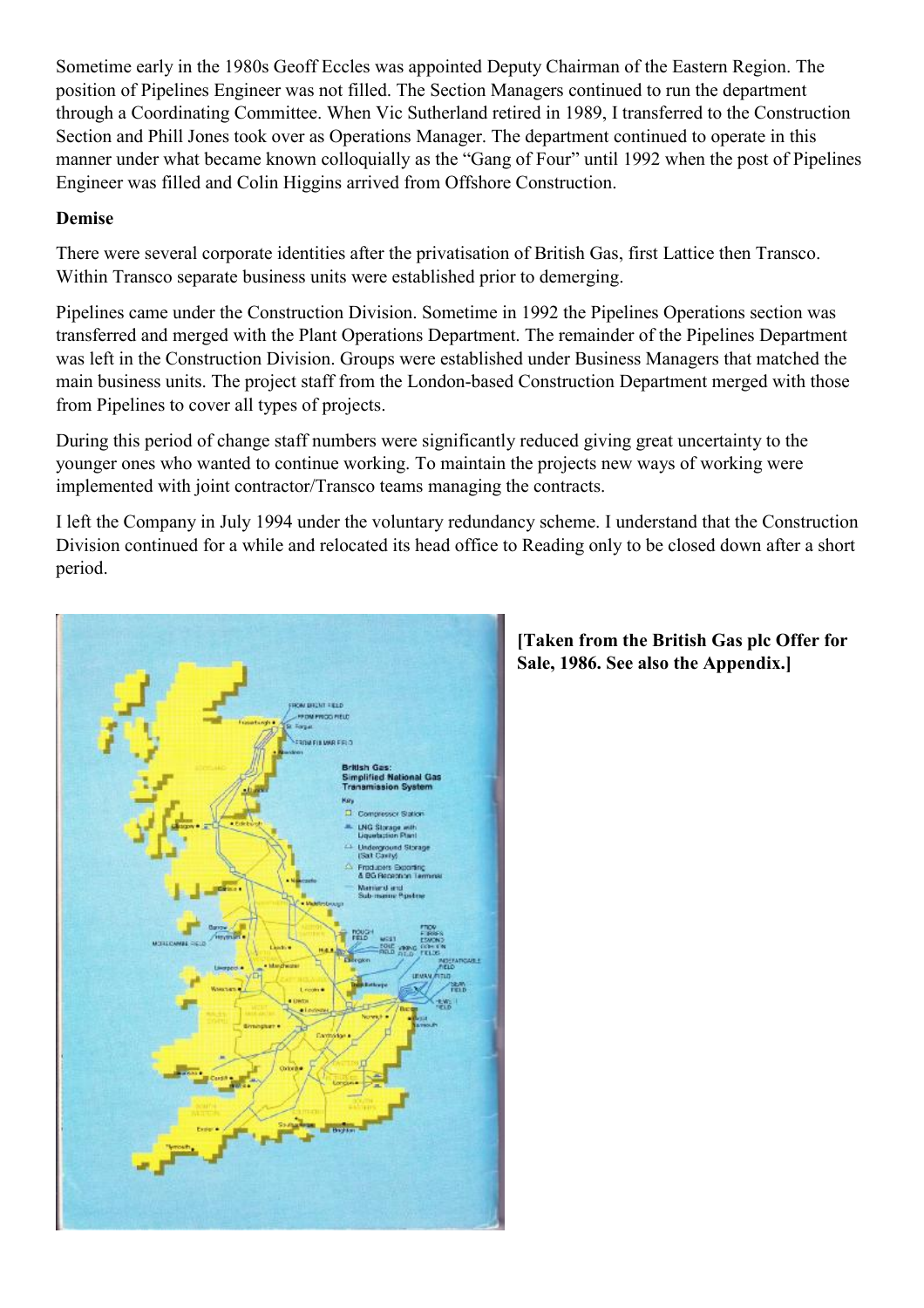Sometime early in the 1980s Geoff Eccles was appointed Deputy Chairman of the Eastern Region. The position of Pipelines Engineer was not filled. The Section Managers continued to run the department through a Coordinating Committee. When Vic Sutherland retired in 1989, I transferred to the Construction Section and Phill Jones took over as Operations Manager. The department continued to operate in this manner under what became known colloquially as the "Gang of Four" until 1992 when the post of Pipelines Engineer was filled and Colin Higgins arrived from Offshore Construction.

**Demise**

There were several corporate identities after the privatisation of British Gas, first Lattice then Transco. Within Transco separate business units were established prior to demerging.

Pipelines came under the Construction Division. Sometime in 1992 the Pipelines Operations section was transferred and merged with the Plant Operations Department. The remainder of the Pipelines Department was left in the Construction Division. Groups were established under Business Managers that matched the main business units. The project staff from the London-based Construction Department merged with those from Pipelines to cover all types of projects.

During this period of change staff numbers were significantly reduced giving great uncertainty to the younger ones who wanted to continue working. To maintain the projects new ways of working were implemented with joint contractor/Transco teams managing the contracts.

I left the Company in July 1994 under the voluntary redundancy scheme. I understand that the Construction Division continued for a while and relocated its head office to Reading only to be closed down after a short period.

**[Taken from the British Gas plc Offer for Sale, 1986. See also the Appendix.]**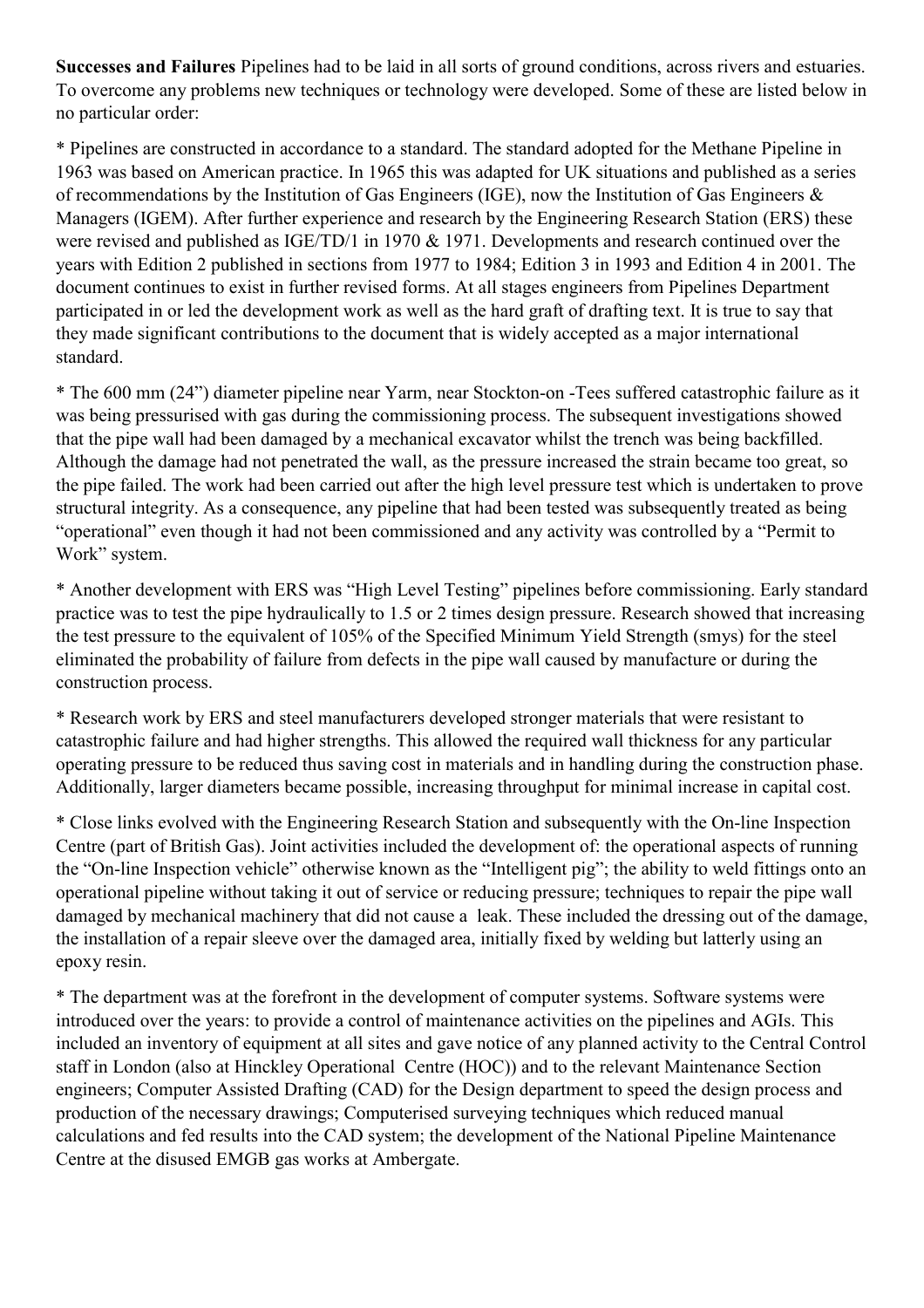**Successes and Failures** Pipelines had to be laid in all sorts of ground conditions, across rivers and estuaries. To overcome any problems new techniques or technology were developed. Some of these are listed below in no particular order:

* Pipelines are constructed in accordance to a standard. The standard adopted for the Methane Pipeline in 1963 was based on American practice. In 1965 this was adapted for UK situations and published as a series of recommendations by the Institution of Gas Engineers (IGE), now the Institution of Gas Engineers & Managers (IGEM). After further experience and research by the Engineering Research Station (ERS) these were revised and published as IGE/TD/1 in 1970 & 1971. Developments and research continued over the years with Edition 2 published in sections from 1977 to 1984; Edition 3 in 1993 and Edition 4 in 2001. The document continues to exist in further revised forms. At all stages engineers from Pipelines Department participated in or led the development work as well as the hard graft of drafting text. It is true to say that they made significant contributions to the document that is widely accepted as a major international standard.

* The 600 mm (24") diameter pipeline near Yarm, near Stockton-on -Tees suffered catastrophic failure as it was being pressurised with gas during the commissioning process. The subsequent investigations showed that the pipe wall had been damaged by a mechanical excavator whilst the trench was being backfilled. Although the damage had not penetrated the wall, as the pressure increased the strain became too great, so the pipe failed. The work had been carried out after the high level pressure test which is undertaken to prove structural integrity. As a consequence, any pipeline that had been tested was subsequently treated as being "operational" even though it had not been commissioned and any activity was controlled by a "Permit to Work" system.

* Another development with ERS was "High Level Testing" pipelines before commissioning. Early standard practice was to test the pipe hydraulically to 1.5 or 2 times design pressure. Research showed that increasing the test pressure to the equivalent of 105% of the Specified Minimum Yield Strength (smys) for the steel eliminated the probability of failure from defects in the pipe wall caused by manufacture or during the construction process.

* Research work by ERS and steel manufacturers developed stronger materials that were resistant to catastrophic failure and had higher strengths. This allowed the required wall thickness for any particular operating pressure to be reduced thus saving cost in materials and in handling during the construction phase. Additionally, larger diameters became possible, increasing throughput for minimal increase in capital cost.

* Close links evolved with the Engineering Research Station and subsequently with the On-line Inspection Centre (part of British Gas). Joint activities included the development of: the operational aspects of running the "On-line Inspection vehicle" otherwise known as the "Intelligent pig"; the ability to weld fittings onto an operational pipeline without taking it out of service or reducing pressure; techniques to repair the pipe wall damaged by mechanical machinery that did not cause a leak. These included the dressing out of the damage, the installation of a repair sleeve over the damaged area, initially fixed by welding but latterly using an epoxy resin.

* The department was at the forefront in the development of computer systems. Software systems were introduced over the years: to provide a control of maintenance activities on the pipelines and AGIs. This included an inventory of equipment at all sites and gave notice of any planned activity to the Central Control staff in London (also at Hinckley Operational Centre (HOC)) and to the relevant Maintenance Section engineers; Computer Assisted Drafting (CAD) for the Design department to speed the design process and production of the necessary drawings; Computerised surveying techniques which reduced manual calculations and fed results into the CAD system; the development of the National Pipeline Maintenance Centre at the disused EMGB gas works at Ambergate.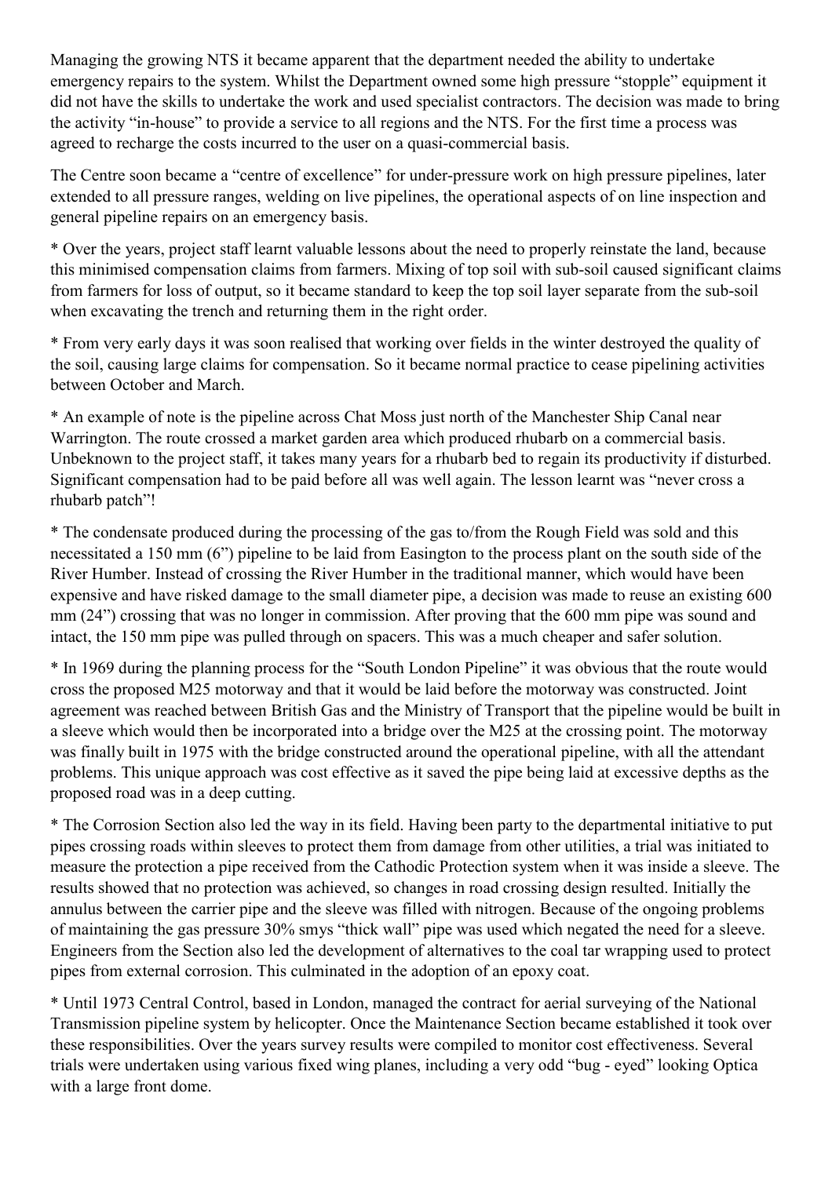Managing the growing NTS it became apparent that the department needed the ability to undertake emergency repairs to the system. Whilst the Department owned some high pressure "stopple" equipment it did not have the skills to undertake the work and used specialist contractors. The decision was made to bring the activity "in-house" to provide a service to all regions and the NTS. For the first time a process was agreed to recharge the costs incurred to the user on a quasi-commercial basis.

The Centre soon became a "centre of excellence" for under-pressure work on high pressure pipelines, later extended to all pressure ranges, welding on live pipelines, the operational aspects of on line inspection and general pipeline repairs on an emergency basis.

* Over the years, project staff learnt valuable lessons about the need to properly reinstate the land, because this minimised compensation claims from farmers. Mixing of top soil with sub-soil caused significant claims from farmers for loss of output, so it became standard to keep the top soil layer separate from the sub-soil when excavating the trench and returning them in the right order.

* From very early days it was soon realised that working over fields in the winter destroyed the quality of the soil, causing large claims for compensation. So it became normal practice to cease pipelining activities between October and March.

* An example of note is the pipeline across Chat Moss just north of the Manchester Ship Canal near Warrington. The route crossed a market garden area which produced rhubarb on a commercial basis. Unbeknown to the project staff, it takes many years for a rhubarb bed to regain its productivity if disturbed. Significant compensation had to be paid before all was well again. The lesson learnt was "never cross a rhubarb patch"!

* The condensate produced during the processing of the gas to/from the Rough Field was sold and this necessitated a 150 mm (6") pipeline to be laid from Easington to the process plant on the south side of the River Humber. Instead of crossing the River Humber in the traditional manner, which would have been expensive and have risked damage to the small diameter pipe, a decision was made to reuse an existing 600 mm (24") crossing that was no longer in commission. After proving that the 600 mm pipe was sound and intact, the 150 mm pipe was pulled through on spacers. This was a much cheaper and safer solution.

* In 1969 during the planning process for the "South London Pipeline" it was obvious that the route would cross the proposed M25 motorway and that it would be laid before the motorway was constructed. Joint agreement was reached between British Gas and the Ministry of Transport that the pipeline would be built in a sleeve which would then be incorporated into a bridge over the M25 at the crossing point. The motorway was finally built in 1975 with the bridge constructed around the operational pipeline, with all the attendant problems. This unique approach was cost effective as it saved the pipe being laid at excessive depths as the proposed road was in a deep cutting.

* The Corrosion Section also led the way in its field. Having been party to the departmental initiative to put pipes crossing roads within sleeves to protect them from damage from other utilities, a trial was initiated to measure the protection a pipe received from the Cathodic Protection system when it was inside a sleeve. The results showed that no protection was achieved, so changes in road crossing design resulted. Initially the annulus between the carrier pipe and the sleeve was filled with nitrogen. Because of the ongoing problems of maintaining the gas pressure 30% smys "thick wall" pipe was used which negated the need for a sleeve. Engineers from the Section also led the development of alternatives to the coal tar wrapping used to protect pipes from external corrosion. This culminated in the adoption of an epoxy coat.

* Until 1973 Central Control, based in London, managed the contract for aerial surveying of the National Transmission pipeline system by helicopter. Once the Maintenance Section became established it took over these responsibilities. Over the years survey results were compiled to monitor cost effectiveness. Several trials were undertaken using various fixed wing planes, including a very odd "bug - eyed" looking Optica with a large front dome.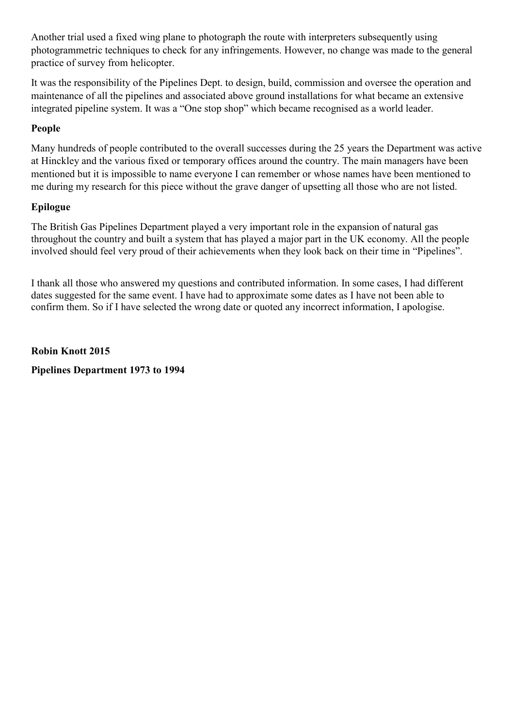Another trial used a fixed wing plane to photograph the route with interpreters subsequently using photogrammetric techniques to check for any infringements. However, no change was made to the general practice of survey from helicopter.

It was the responsibility of the Pipelines Dept. to design, build, commission and oversee the operation and maintenance of all the pipelines and associated above ground installations for what became an extensive integrated pipeline system. It was a “One stop shop” which became recognised as a world leader.

### People

Many hundreds of people contributed to the overall successes during the 25 years the Department was active at Hinckley and the various fixed or temporary offices around the country. The main managers have been mentioned but it is impossible to name everyone I can remember or whose names have been mentioned to me during my research for this piece without the grave danger of upsetting all those who are not listed.

### Epilogue

The British Gas Pipelines Department played a very important role in the expansion of natural gas throughout the country and built a system that has played a major part in the UK economy. All the people involved should feel very proud of their achievements when they look back on their time in “Pipelines”.

I thank all those who answered my questions and contributed information. In some cases, I had different dates suggested for the same event. I have had to approximate some dates as I have not been able to confirm them. So if I have selected the wrong date or quoted any incorrect information, I apologise.

**Robin Knott 2015**

**Pipelines Department 1973 to 1994**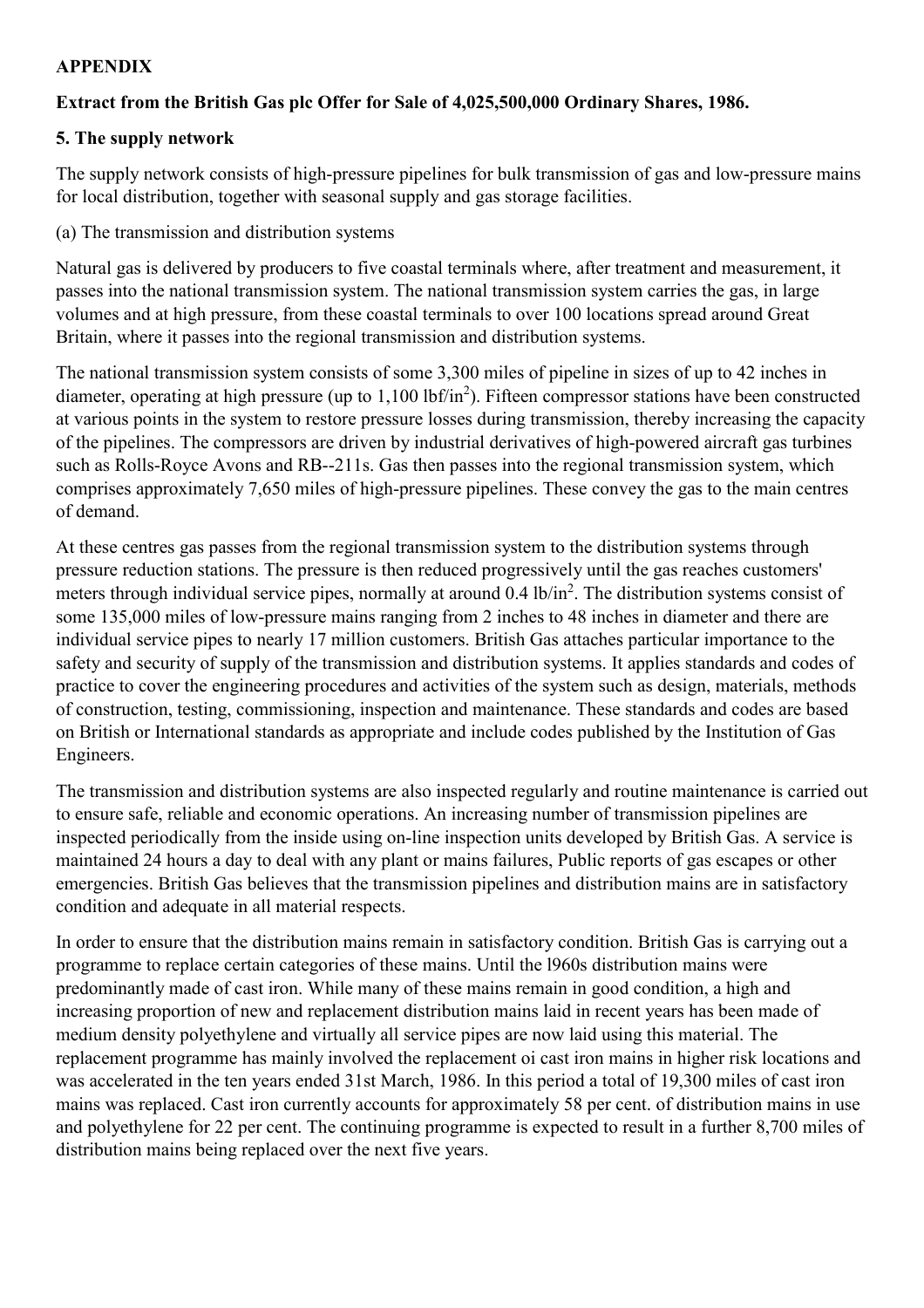**APPENDIX**

**Extract from the British Gas plc Offer for Sale of 4,025,500,000 Ordinary Shares, 1986.**

**5. The supply network**

The supply network consists of high-pressure pipelines for bulk transmission of gas and low-pressure mains for local distribution, together with seasonal supply and gas storage facilities.

(a) The transmission and distribution systems

Natural gas is delivered by producers to five coastal terminals where, after treatment and measurement, it passes into the national transmission system. The national transmission system carries the gas, in large volumes and at high pressure, from these coastal terminals to over 100 locations spread around Great Britain, where it passes into the regional transmission and distribution systems.

The national transmission system consists of some 3,300 miles of pipeline in sizes of up to 42 inches in diameter, operating at high pressure (up to 1,100 $lbf/in^2$). Fifteen compressor stations have been constructed at various points in the system to restore pressure losses during transmission, thereby increasing the capacity of the pipelines. The compressors are driven by industrial derivatives of high-powered aircraft gas turbines such as Rolls-Royce Avons and RB--211s. Gas then passes into the regional transmission system, which comprises approximately 7,650 miles of high-pressure pipelines. These convey the gas to the main centres of demand.

At these centres gas passes from the regional transmission system to the distribution systems through pressure reduction stations. The pressure is then reduced progressively until the gas reaches customers' meters through individual service pipes, normally at around 0.4 $lb/in^2$. The distribution systems consist of some 135,000 miles of low-pressure mains ranging from 2 inches to 48 inches in diameter and there are individual service pipes to nearly 17 million customers. British Gas attaches particular importance to the safety and security of supply of the transmission and distribution systems. It applies standards and codes of practice to cover the engineering procedures and activities of the system such as design, materials, methods of construction, testing, commissioning, inspection and maintenance. These standards and codes are based on British or International standards as appropriate and include codes published by the Institution of Gas Engineers.

The transmission and distribution systems are also inspected regularly and routine maintenance is carried out to ensure safe, reliable and economic operations. An increasing number of transmission pipelines are inspected periodically from the inside using on-line inspection units developed by British Gas. A service is maintained 24 hours a day to deal with any plant or mains failures, Public reports of gas escapes or other emergencies. British Gas believes that the transmission pipelines and distribution mains are in satisfactory condition and adequate in all material respects.

In order to ensure that the distribution mains remain in satisfactory condition. British Gas is carrying out a programme to replace certain categories of these mains. Until the l960s distribution mains were predominantly made of cast iron. While many of these mains remain in good condition, a high and increasing proportion of new and replacement distribution mains laid in recent years has been made of medium density polyethylene and virtually all service pipes are now laid using this material. The replacement programme has mainly involved the replacement oi cast iron mains in higher risk locations and was accelerated in the ten years ended 31st March, 1986. In this period a total of 19,300 miles of cast iron mains was replaced. Cast iron currently accounts for approximately 58 per cent. of distribution mains in use and polyethylene for 22 per cent. The continuing programme is expected to result in a further 8,700 miles of distribution mains being replaced over the next five years.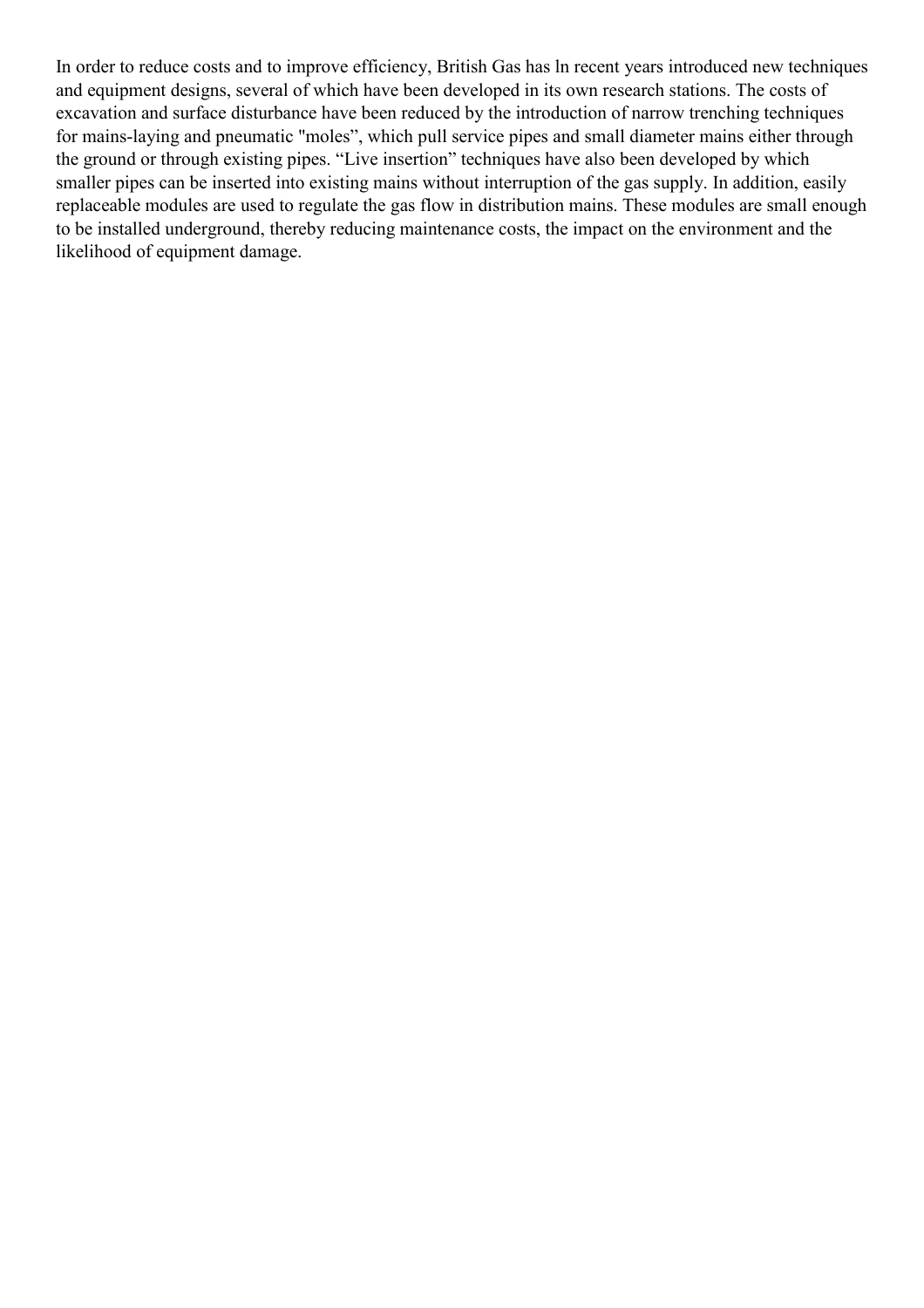In order to reduce costs and to improve efficiency, British Gas has ln recent years introduced new techniques and equipment designs, several of which have been developed in its own research stations. The costs of excavation and surface disturbance have been reduced by the introduction of narrow trenching techniques for mains-laying and pneumatic "moles", which pull service pipes and small diameter mains either through the ground or through existing pipes. "Live insertion" techniques have also been developed by which smaller pipes can be inserted into existing mains without interruption of the gas supply. In addition, easily replaceable modules are used to regulate the gas flow in distribution mains. These modules are small enough to be installed underground, thereby reducing maintenance costs, the impact on the environment and the likelihood of equipment damage.